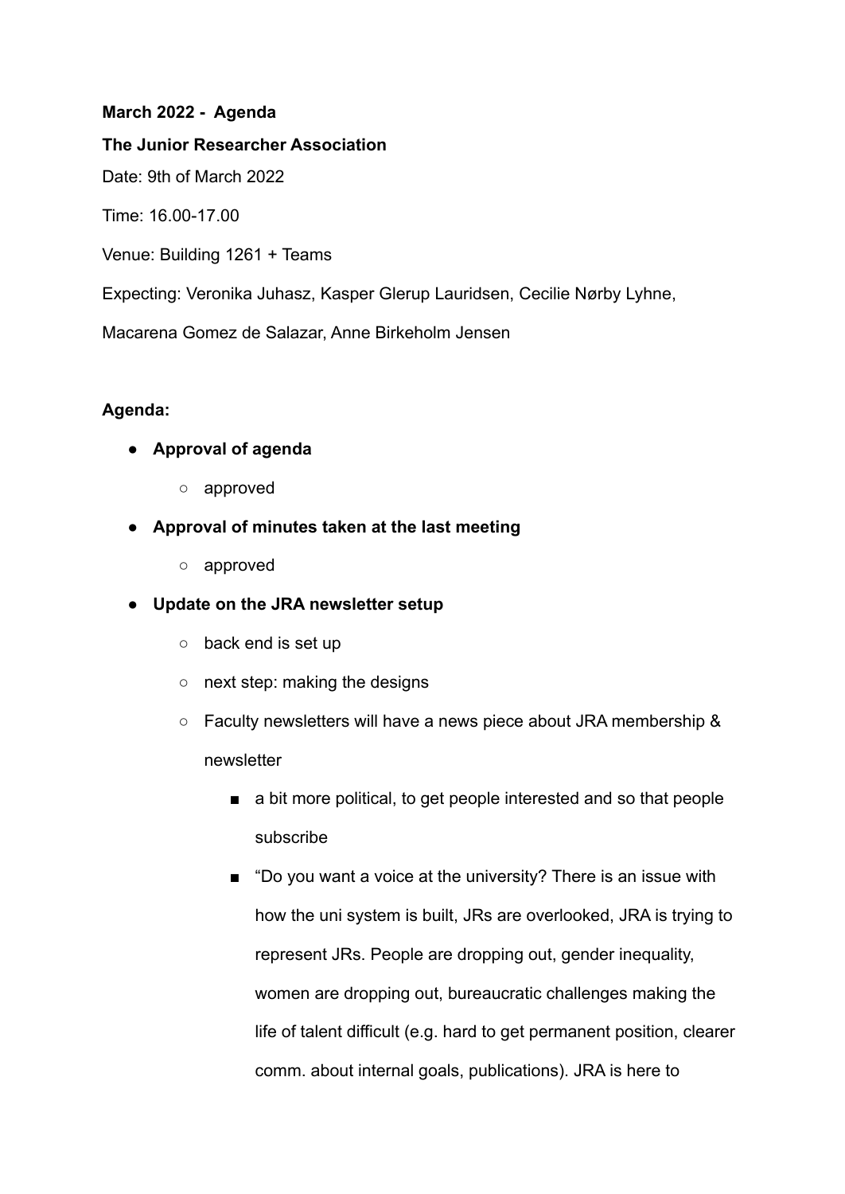**March 2022 - Agenda**

**The Junior Researcher Association**

Date: 9th of March 2022

Time: 16.00-17.00

Venue: Building 1261 + Teams

Expecting: Veronika Juhasz, Kasper Glerup Lauridsen, Cecilie Nørby Lyhne, Macarena Gomez de Salazar, Anne Birkeholm Jensen

**Agenda:**

- **Approval of agenda**
  - approved
- **Approval of minutes taken at the last meeting**
  - approved
- **Update on the JRA newsletter setup**
  - back end is set up
  - next step: making the designs
  - Faculty newsletters will have a news piece about JRA membership & newsletter
    - a bit more political, to get people interested and so that people subscribe
    - "Do you want a voice at the university? There is an issue with how the uni system is built, JRs are overlooked, JRA is trying to represent JRs. People are dropping out, gender inequality, women are dropping out, bureaucratic challenges making the life of talent difficult (e.g. hard to get permanent position, clearer comm. about internal goals, publications). JRA is here to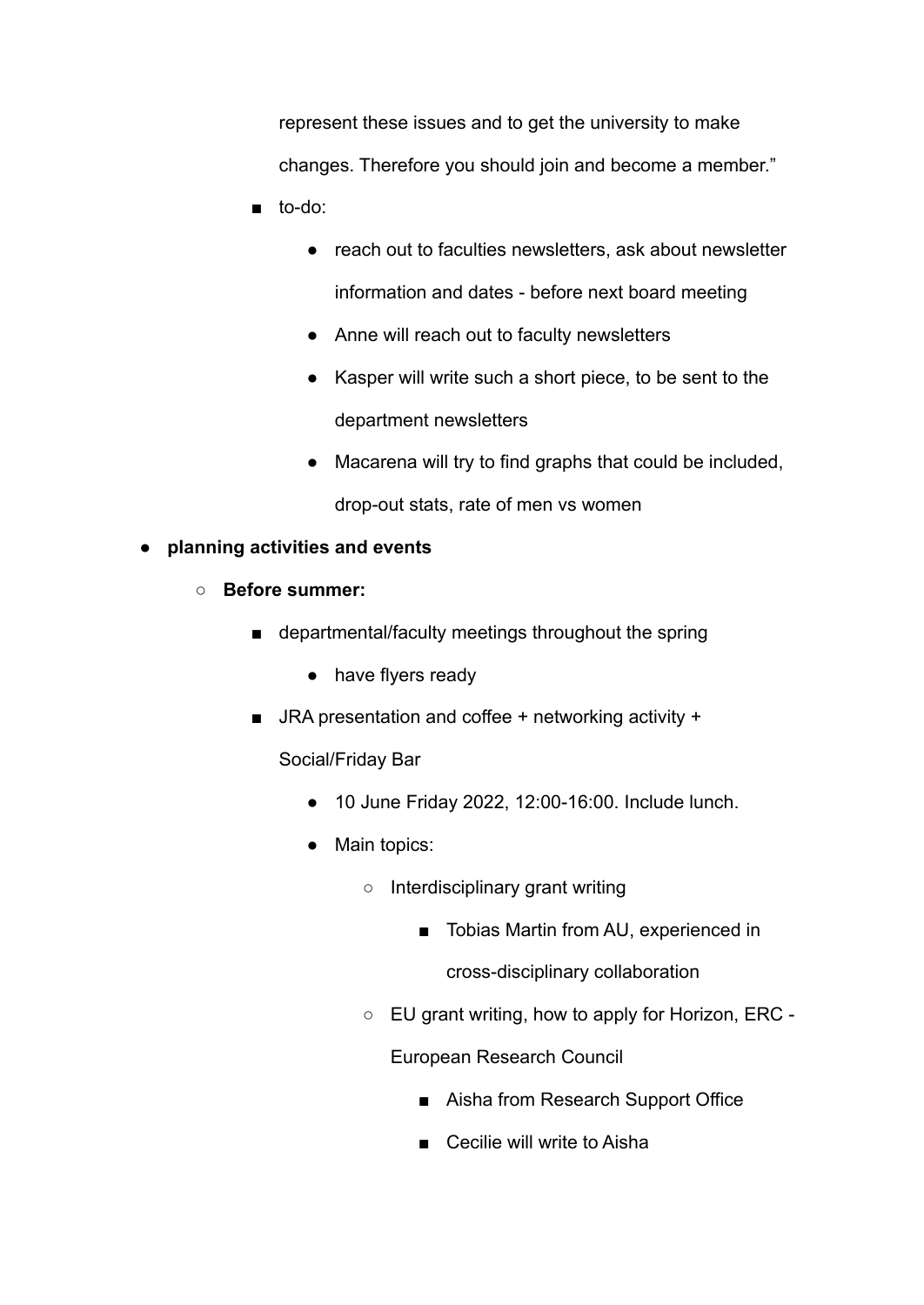represent these issues and to get the university to make changes. Therefore you should join and become a member."

    - to-do:
        - reach out to faculties newsletters, ask about newsletter information and dates - before next board meeting
        - Anne will reach out to faculty newsletters
        - Kasper will write such a short piece, to be sent to the department newsletters
        - Macarena will try to find graphs that could be included, drop-out stats, rate of men vs women

- **planning activities and events**
    - **Before summer:**
        - departmental/faculty meetings throughout the spring
            - have flyers ready
        - JRA presentation and coffee + networking activity + Social/Friday Bar
            - 10 June Friday 2022, 12:00-16:00. Include lunch.
            - Main topics:
                - Interdisciplinary grant writing
                    - Tobias Martin from AU, experienced in cross-disciplinary collaboration
                - EU grant writing, how to apply for Horizon, ERC - European Research Council
                    - Aisha from Research Support Office
                    - Cecilie will write to Aisha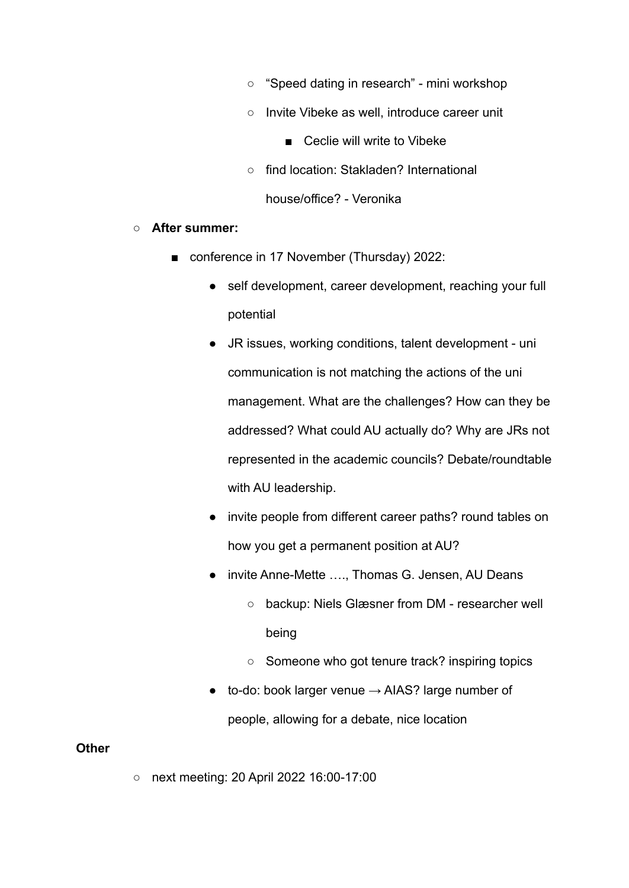- "Speed dating in research" - mini workshop
        - Invite Vibeke as well, introduce career unit
            - Ceclie will write to Vibeke
        - find location: Stakladen? International house/office? - Veronika
    - **After summer:**
        - conference in 17 November (Thursday) 2022:
            - self development, career development, reaching your full potential
            - JR issues, working conditions, talent development - uni communication is not matching the actions of the uni management. What are the challenges? How can they be addressed? What could AU actually do? Why are JRs not represented in the academic councils? Debate/roundtable with AU leadership.
            - invite people from different career paths? round tables on how you get a permanent position at AU?
            - invite Anne-Mette …., Thomas G. Jensen, AU Deans
                - backup: Niels Glæsner from DM - researcher well being
                - Someone who got tenure track? inspiring topics
            - to-do: book larger venue → AIAS? large number of people, allowing for a debate, nice location

**Other**

- next meeting: 20 April 2022 16:00-17:00